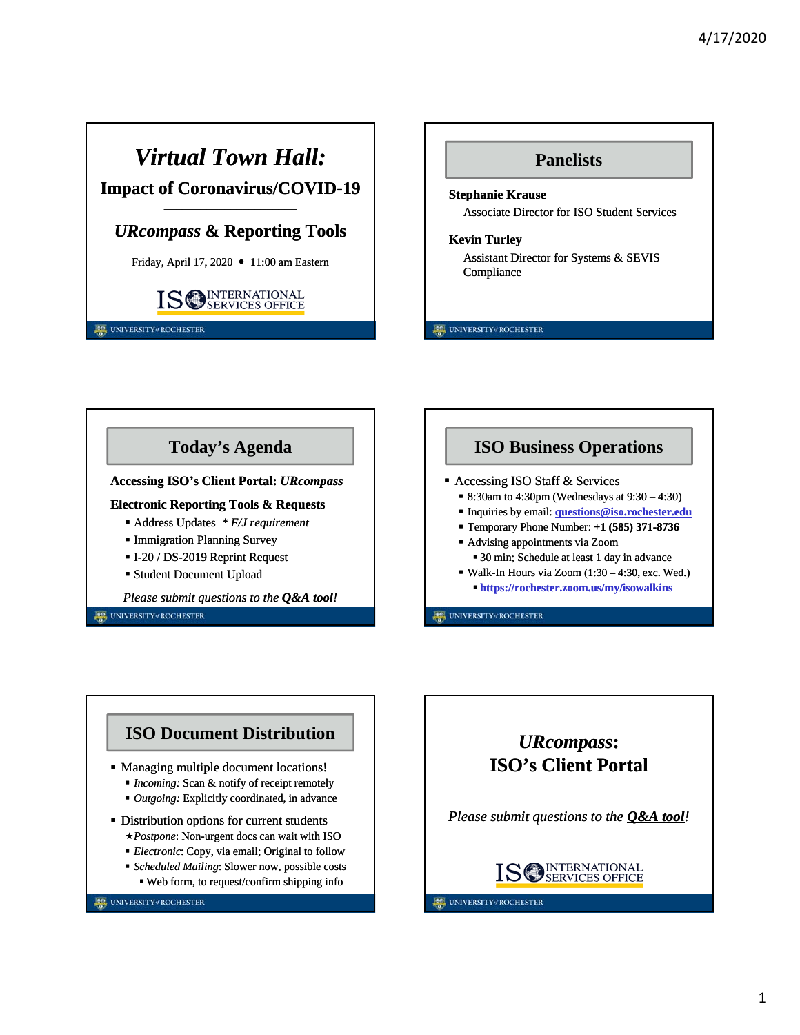# *Virtual Town Hall:*

## Impact of Coronavirus/COVID-19

## *URcompass* & Reporting Tools

Friday, April 17, 2020 • 11:00 am Eastern

ISO INTERNATIONAL SERVICES OFFICE

UNIVERSITY of ROCHESTER

## Panelists

**Stephanie Krause**
Associate Director for ISO Student Services

**Kevin Turley**
Assistant Director for Systems & SEVIS Compliance

UNIVERSITY of ROCHESTER

## Today's Agenda

**Accessing ISO's Client Portal: *URcompass***

**Electronic Reporting Tools & Requests**

- Address Updates  * *F/J requirement*
- Immigration Planning Survey
- I-20 / DS-2019 Reprint Request
- Student Document Upload

*Please submit questions to the* ***Q&A tool****!*

UNIVERSITY of ROCHESTER

## ISO Business Operations

- Accessing ISO Staff & Services
  - 8:30am to 4:30pm (Wednesdays at 9:30 – 4:30)
  - Inquiries by email: **questions@iso.rochester.edu**
  - Temporary Phone Number: **+1 (585) 371-8736**
  - Advising appointments via Zoom
    - 30 min; Schedule at least 1 day in advance
  - Walk-In Hours via Zoom (1:30 – 4:30, exc. Wed.)
    - **https://rochester.zoom.us/my/isowalkins**

UNIVERSITY of ROCHESTER

## ISO Document Distribution

- Managing multiple document locations!
  - *Incoming:* Scan & notify of receipt remotely
  - *Outgoing:* Explicitly coordinated, in advance
- Distribution options for current students
  - ★ *Postpone*: Non-urgent docs can wait with ISO
  - *Electronic*: Copy, via email; Original to follow
  - *Scheduled Mailing*: Slower now, possible costs
    - Web form, to request/confirm shipping info

UNIVERSITY of ROCHESTER

## *URcompass*: ISO's Client Portal

*Please submit questions to the* ***Q&A tool****!*

ISO INTERNATIONAL SERVICES OFFICE

UNIVERSITY of ROCHESTER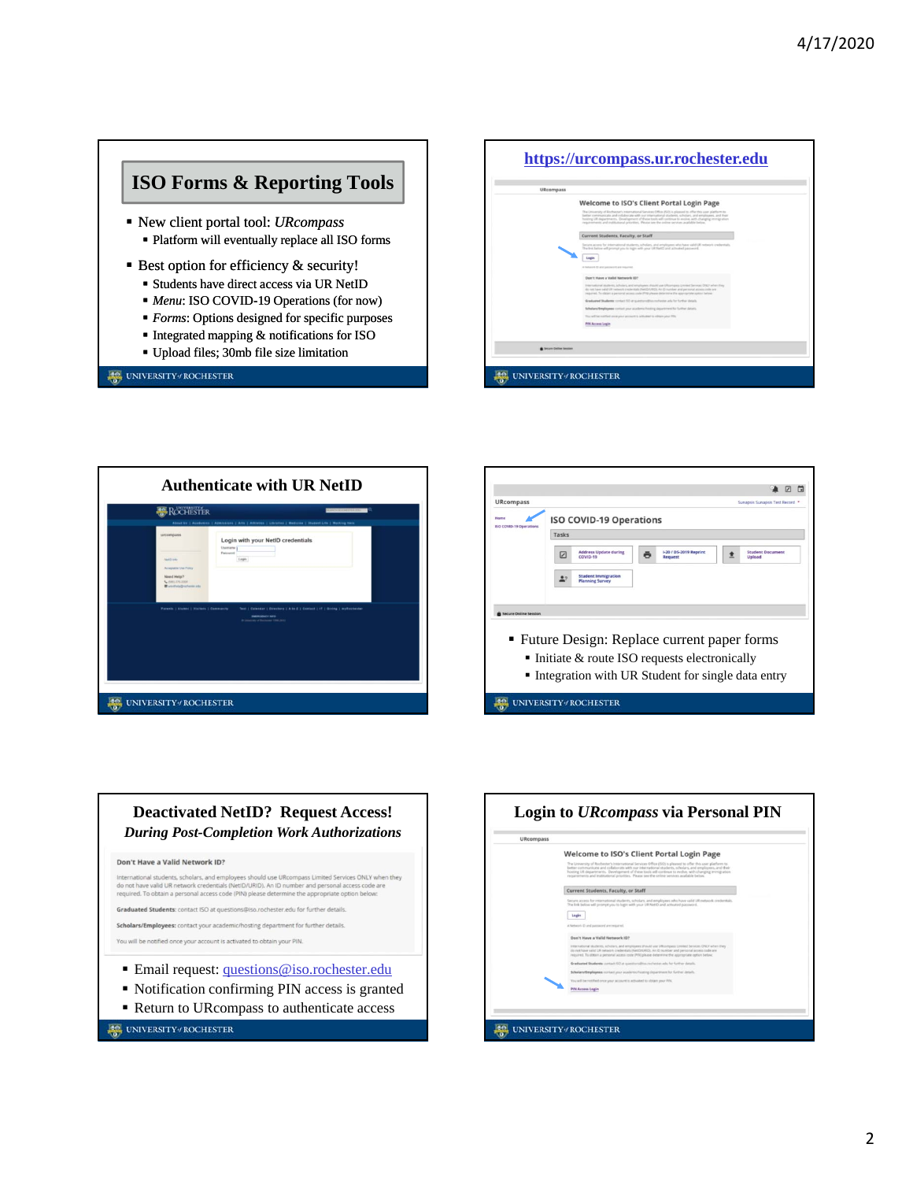## ISO Forms & Reporting Tools

- New client portal tool: *URcompass*
  - Platform will eventually replace all ISO forms
- Best option for efficiency & security!
  - Students have direct access via UR NetID
  - *Menu*: ISO COVID-19 Operations (for now)
  - *Forms*: Options designed for specific purposes
  - Integrated mapping & notifications for ISO
  - Upload files; 30mb file size limitation

## https://urcompass.ur.rochester.edu

## Authenticate with UR NetID

- Future Design: Replace current paper forms
  - Initiate & route ISO requests electronically
  - Integration with UR Student for single data entry

## Deactivated NetID? Request Access!

### *During Post-Completion Work Authorizations*

**Don't Have a Valid Network ID?**

International students, scholars, and employees should use URcompass Limited Services ONLY when they do not have valid UR network credentials (NetID/URID). An ID number and personal access code are required. To obtain a personal access code (PIN) please determine the appropriate option below:

**Graduated Students:** contact ISO at questions@iso.rochester.edu for further details.

**Scholars/Employees:** contact your academic/hosting department for further details.

You will be notified once your account is activated to obtain your PIN.

- Email request: questions@iso.rochester.edu
- Notification confirming PIN access is granted
- Return to URcompass to authenticate access

## Login to *URcompass* via Personal PIN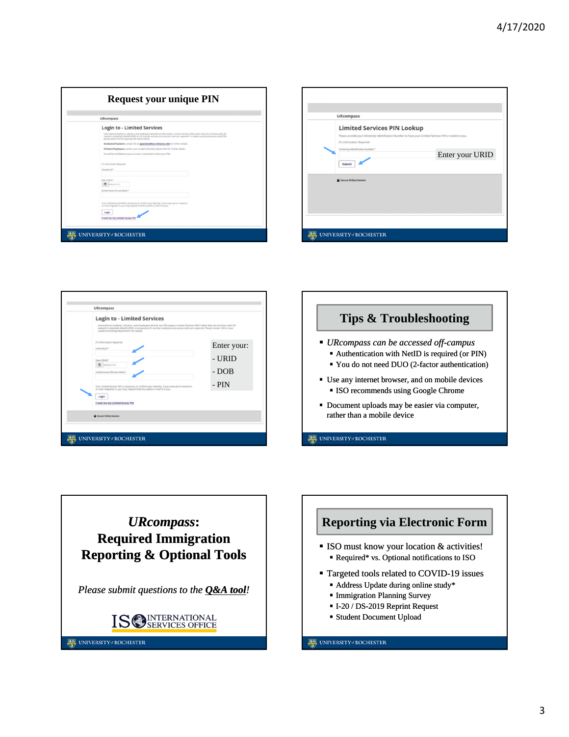## Request your unique PIN

URcompass

Login to - Limited Services

Enter your URID

URcompass

Limited Services PIN Lookup

Enter your:
- URID
- DOB
- PIN

URcompass

Login to - Limited Services

## Tips & Troubleshooting

- *URcompass can be accessed off-campus*
  - Authentication with NetID is required (or PIN)
  - You do not need DUO (2-factor authentication)
- Use any internet browser, and on mobile devices
  - ISO recommends using Google Chrome
- Document uploads may be easier via computer, rather than a mobile device

## *URcompass*: Required Immigration Reporting & Optional Tools

*Please submit questions to the **Q&A tool**!*

ISO INTERNATIONAL SERVICES OFFICE

## Reporting via Electronic Form

- ISO must know your location & activities!
  - Required* vs. Optional notifications to ISO
- Targeted tools related to COVID-19 issues
  - Address Update during online study*
  - Immigration Planning Survey
  - I-20 / DS-2019 Reprint Request
  - Student Document Upload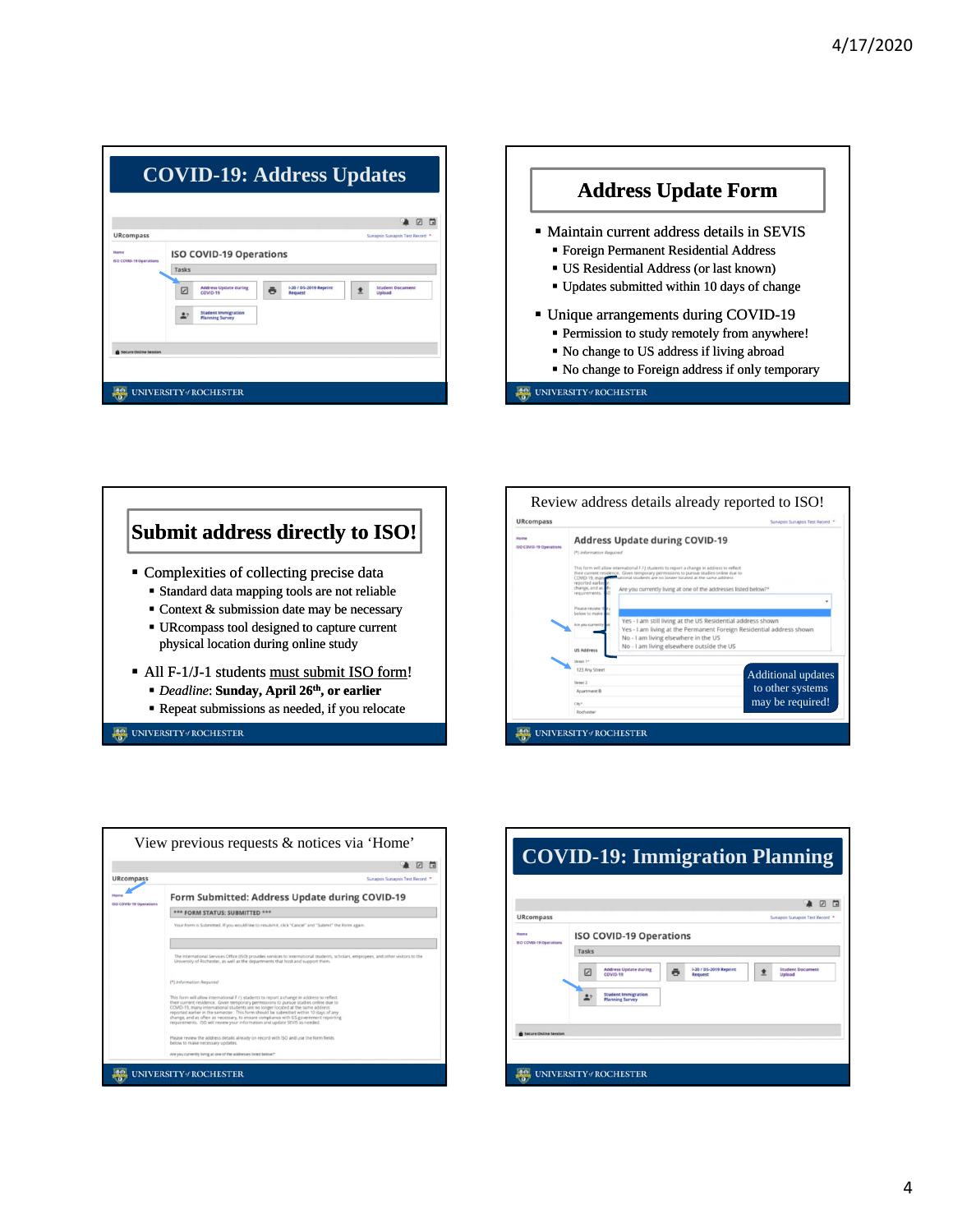## COVID-19: Address Updates

URcompass

ISO COVID-19 Operations

Tasks

- Address Update during COVID-19
- I-20 / DS-2019 Reprint Request
- Student Document Upload
- Student Immigration Planning Survey

## Address Update Form

- Maintain current address details in SEVIS
  - Foreign Permanent Residential Address
  - US Residential Address (or last known)
  - Updates submitted within 10 days of change
- Unique arrangements during COVID-19
  - Permission to study remotely from anywhere!
  - No change to US address if living abroad
  - No change to Foreign address if only temporary

## Submit address directly to ISO!

- Complexities of collecting precise data
  - Standard data mapping tools are not reliable
  - Context & submission date may be necessary
  - URcompass tool designed to capture current physical location during online study
- All F-1/J-1 students must submit ISO form!
  - *Deadline*: **Sunday, April 26th, or earlier**
  - Repeat submissions as needed, if you relocate

Review address details already reported to ISO!

URcompass

Address Update during COVID-19

Are you currently living at one of the addresses listed below?*

- Yes - I am still living at the US Residential address shown
- Yes - I am living at the Permanent Foreign Residential address shown
- No - I am living elsewhere in the US
- No - I am living elsewhere outside the US

Additional updates to other systems may be required!

View previous requests & notices via 'Home'

URcompass

Form Submitted: Address Update during COVID-19

\*\*\* FORM STATUS: SUBMITTED \*\*\*

## COVID-19: Immigration Planning

URcompass

ISO COVID-19 Operations

Tasks

- Address Update during COVID-19
- I-20 / DS-2019 Reprint Request
- Student Document Upload
- Student Immigration Planning Survey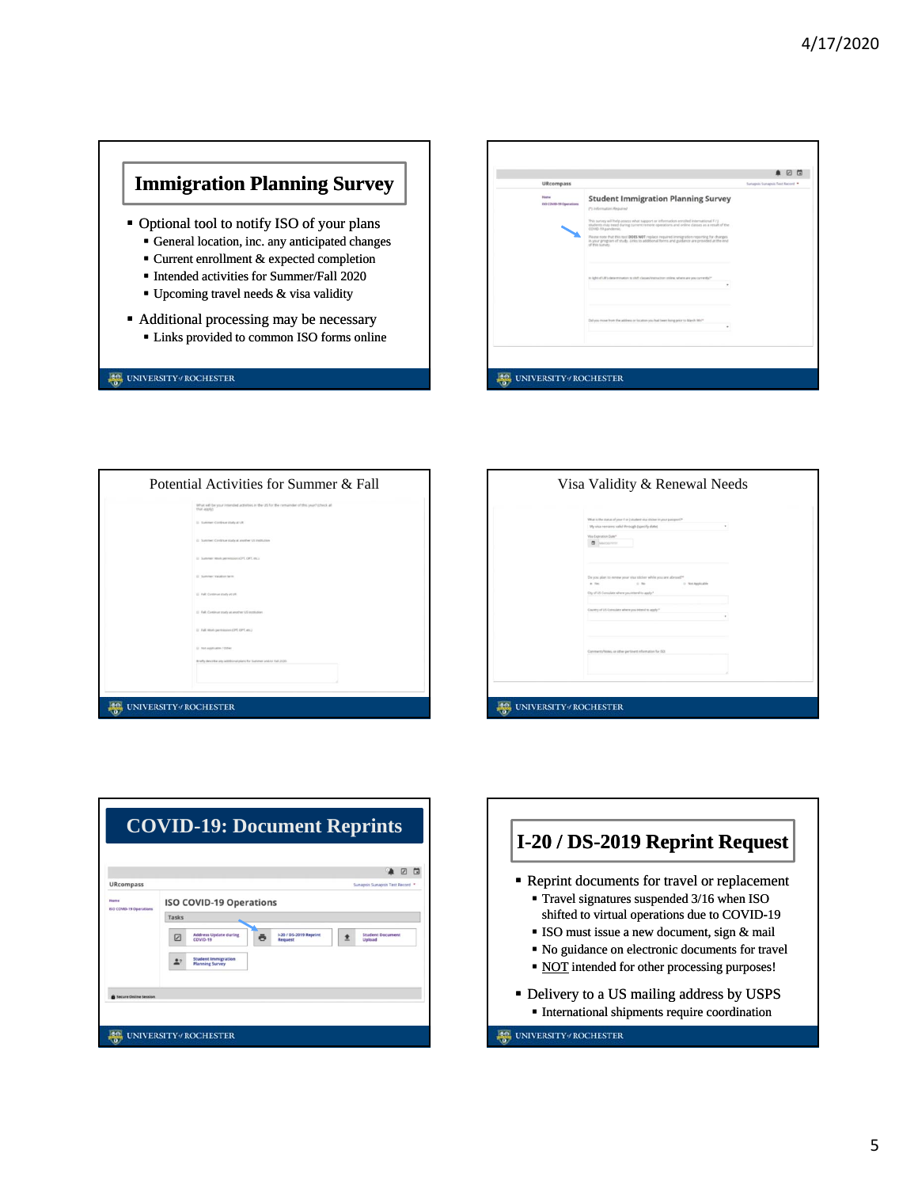## Immigration Planning Survey

- Optional tool to notify ISO of your plans
  - General location, inc. any anticipated changes
  - Current enrollment & expected completion
  - Intended activities for Summer/Fall 2020
  - Upcoming travel needs & visa validity
- Additional processing may be necessary
  - Links provided to common ISO forms online

Potential Activities for Summer & Fall

Visa Validity & Renewal Needs

## COVID-19: Document Reprints

## I-20 / DS-2019 Reprint Request

- Reprint documents for travel or replacement
  - Travel signatures suspended 3/16 when ISO shifted to virtual operations due to COVID-19
  - ISO must issue a new document, sign & mail
  - No guidance on electronic documents for travel
  - NOT intended for other processing purposes!
- Delivery to a US mailing address by USPS
  - International shipments require coordination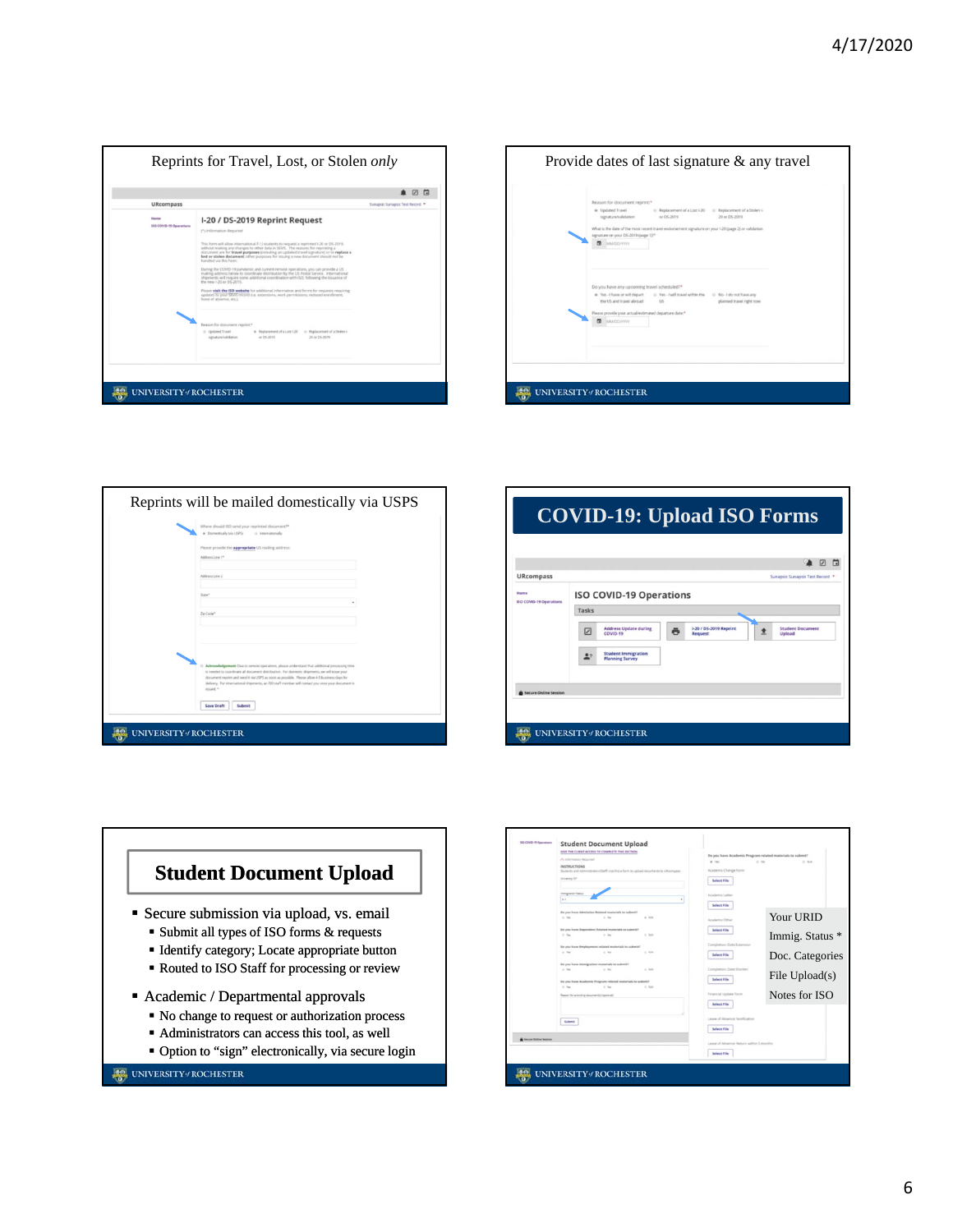## Reprints for Travel, Lost, or Stolen *only*

URcompass

**I-20 / DS-2019 Reprint Request**

## Provide dates of last signature & any travel

## Reprints will be mailed domestically via USPS

## COVID-19: Upload ISO Forms

URcompass

**ISO COVID-19 Operations**

Tasks

- Address Update during COVID-19
- I-20 / DS-2019 Reprint Request
- Student Document Upload
- Student Immigration Planning Survey

## Student Document Upload

- Secure submission via upload, vs. email
  - Submit all types of ISO forms & requests
  - Identify category; Locate appropriate button
  - Routed to ISO Staff for processing or review
- Academic / Departmental approvals
  - No change to request or authorization process
  - Administrators can access this tool, as well
  - Option to "sign" electronically, via secure login

**Student Document Upload**

Your URID

Immig. Status *

Doc. Categories

File Upload(s)

Notes for ISO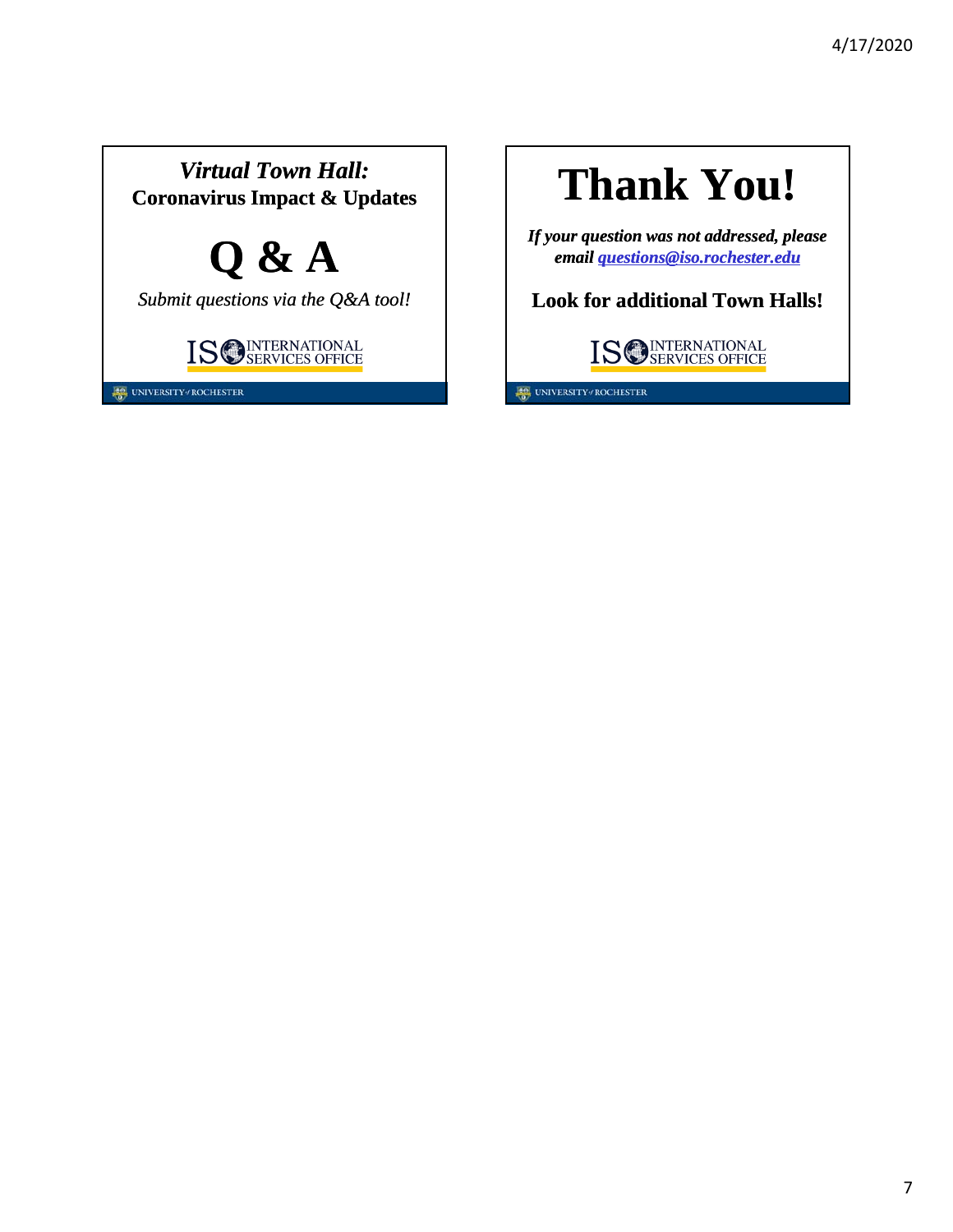## *Virtual Town Hall:*
**Coronavirus Impact & Updates**

# Q & A

*Submit questions via the Q&A tool!*

ISO INTERNATIONAL SERVICES OFFICE

UNIVERSITY of ROCHESTER

# Thank You!

***If your question was not addressed, please email questions@iso.rochester.edu***

**Look for additional Town Halls!**

ISO INTERNATIONAL SERVICES OFFICE

UNIVERSITY of ROCHESTER